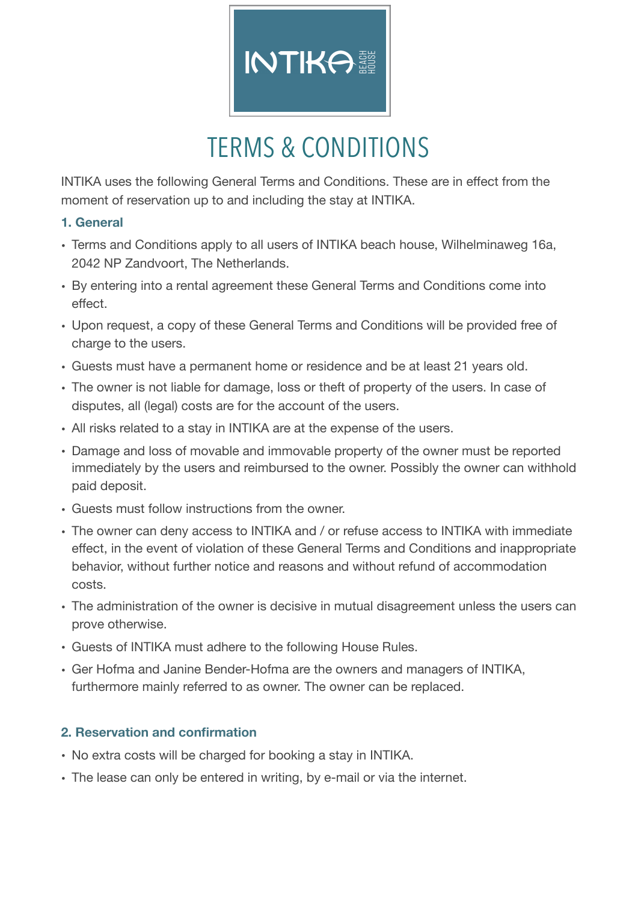# TERMS & CONDITIONS

INTIKA uses the following General Terms and Conditions. These are in effect from the moment of reservation up to and including the stay at INTIKA.

## 1. General

- Terms and Conditions apply to all users of INTIKA beach house, Wilhelminaweg 16a, 2042 NP Zandvoort, The Netherlands.
- By entering into a rental agreement these General Terms and Conditions come into effect.
- Upon request, a copy of these General Terms and Conditions will be provided free of charge to the users.
- Guests must have a permanent home or residence and be at least 21 years old.
- The owner is not liable for damage, loss or theft of property of the users. In case of disputes, all (legal) costs are for the account of the users.
- All risks related to a stay in INTIKA are at the expense of the users.
- Damage and loss of movable and immovable property of the owner must be reported immediately by the users and reimbursed to the owner. Possibly the owner can withhold paid deposit.
- Guests must follow instructions from the owner.
- The owner can deny access to INTIKA and / or refuse access to INTIKA with immediate effect, in the event of violation of these General Terms and Conditions and inappropriate behavior, without further notice and reasons and without refund of accommodation costs.
- The administration of the owner is decisive in mutual disagreement unless the users can prove otherwise.
- Guests of INTIKA must adhere to the following House Rules.
- Ger Hofma and Janine Bender-Hofma are the owners and managers of INTIKA, furthermore mainly referred to as owner. The owner can be replaced.

## 2. Reservation and confirmation

- No extra costs will be charged for booking a stay in INTIKA.
- The lease can only be entered in writing, by e-mail or via the internet.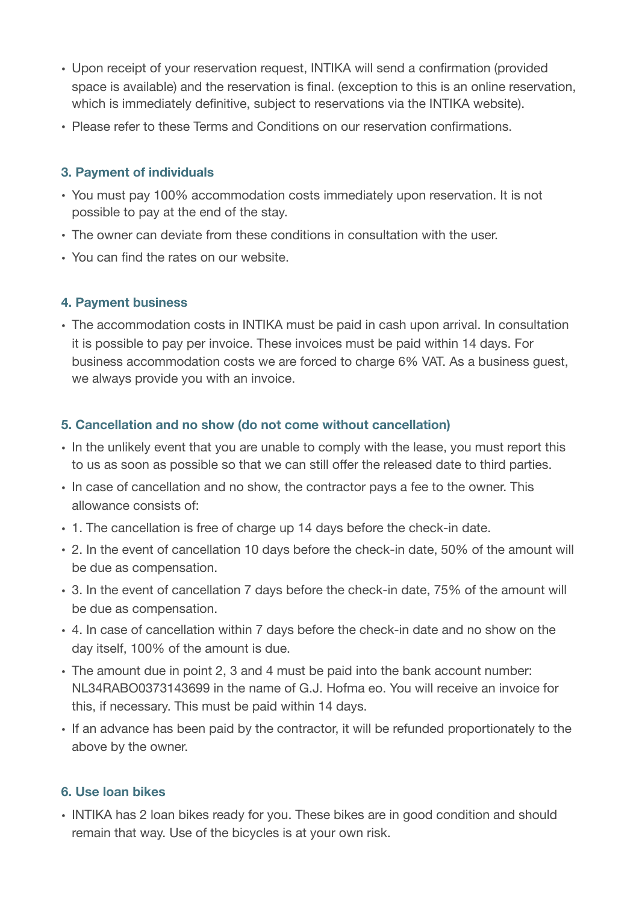- Upon receipt of your reservation request, INTIKA will send a confirmation (provided space is available) and the reservation is final. (exception to this is an online reservation, which is immediately definitive, subject to reservations via the INTIKA website).
- Please refer to these Terms and Conditions on our reservation confirmations.

### 3. Payment of individuals

- You must pay 100% accommodation costs immediately upon reservation. It is not possible to pay at the end of the stay.
- The owner can deviate from these conditions in consultation with the user.
- You can find the rates on our website.

### 4. Payment business

- The accommodation costs in INTIKA must be paid in cash upon arrival. In consultation it is possible to pay per invoice. These invoices must be paid within 14 days. For business accommodation costs we are forced to charge 6% VAT. As a business guest, we always provide you with an invoice.

### 5. Cancellation and no show (do not come without cancellation)

- In the unlikely event that you are unable to comply with the lease, you must report this to us as soon as possible so that we can still offer the released date to third parties.
- In case of cancellation and no show, the contractor pays a fee to the owner. This allowance consists of:
- 1. The cancellation is free of charge up 14 days before the check-in date.
- 2. In the event of cancellation 10 days before the check-in date, 50% of the amount will be due as compensation.
- 3. In the event of cancellation 7 days before the check-in date, 75% of the amount will be due as compensation.
- 4. In case of cancellation within 7 days before the check-in date and no show on the day itself, 100% of the amount is due.
- The amount due in point 2, 3 and 4 must be paid into the bank account number: NL34RABO0373143699 in the name of G.J. Hofma eo. You will receive an invoice for this, if necessary. This must be paid within 14 days.
- If an advance has been paid by the contractor, it will be refunded proportionately to the above by the owner.

### 6. Use loan bikes

- INTIKA has 2 loan bikes ready for you. These bikes are in good condition and should remain that way. Use of the bicycles is at your own risk.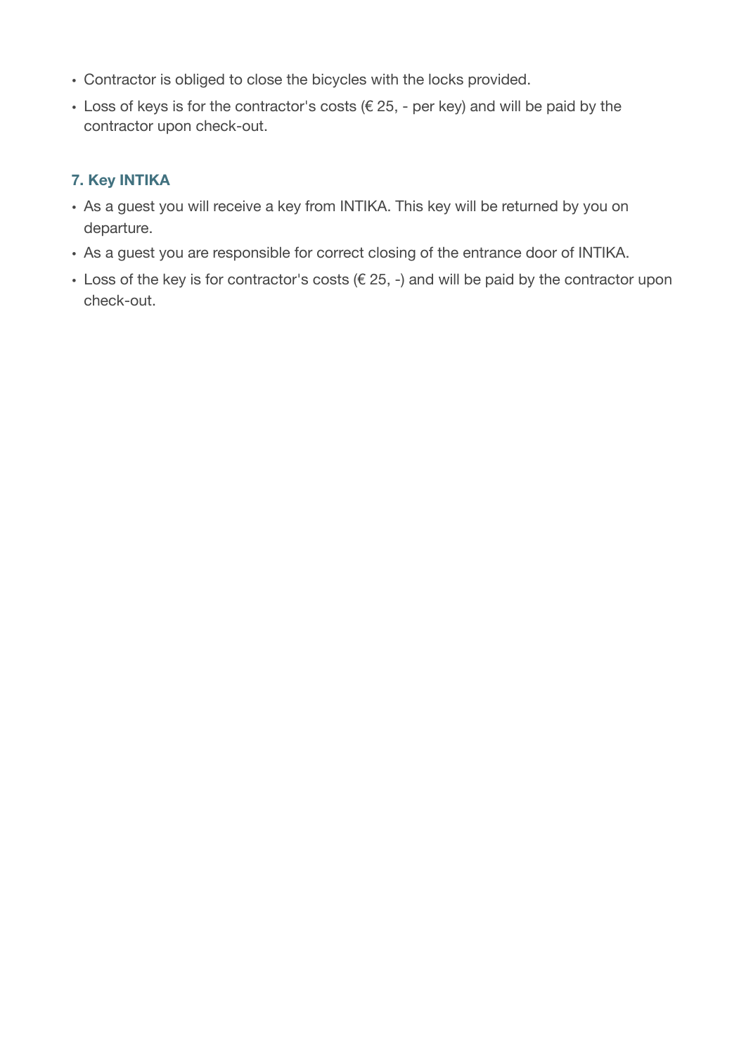- Contractor is obliged to close the bicycles with the locks provided.
- Loss of keys is for the contractor's costs (€ 25, - per key) and will be paid by the contractor upon check-out.

### 7. Key INTIKA

- As a guest you will receive a key from INTIKA. This key will be returned by you on departure.
- As a guest you are responsible for correct closing of the entrance door of INTIKA.
- Loss of the key is for contractor's costs (€ 25, -) and will be paid by the contractor upon check-out.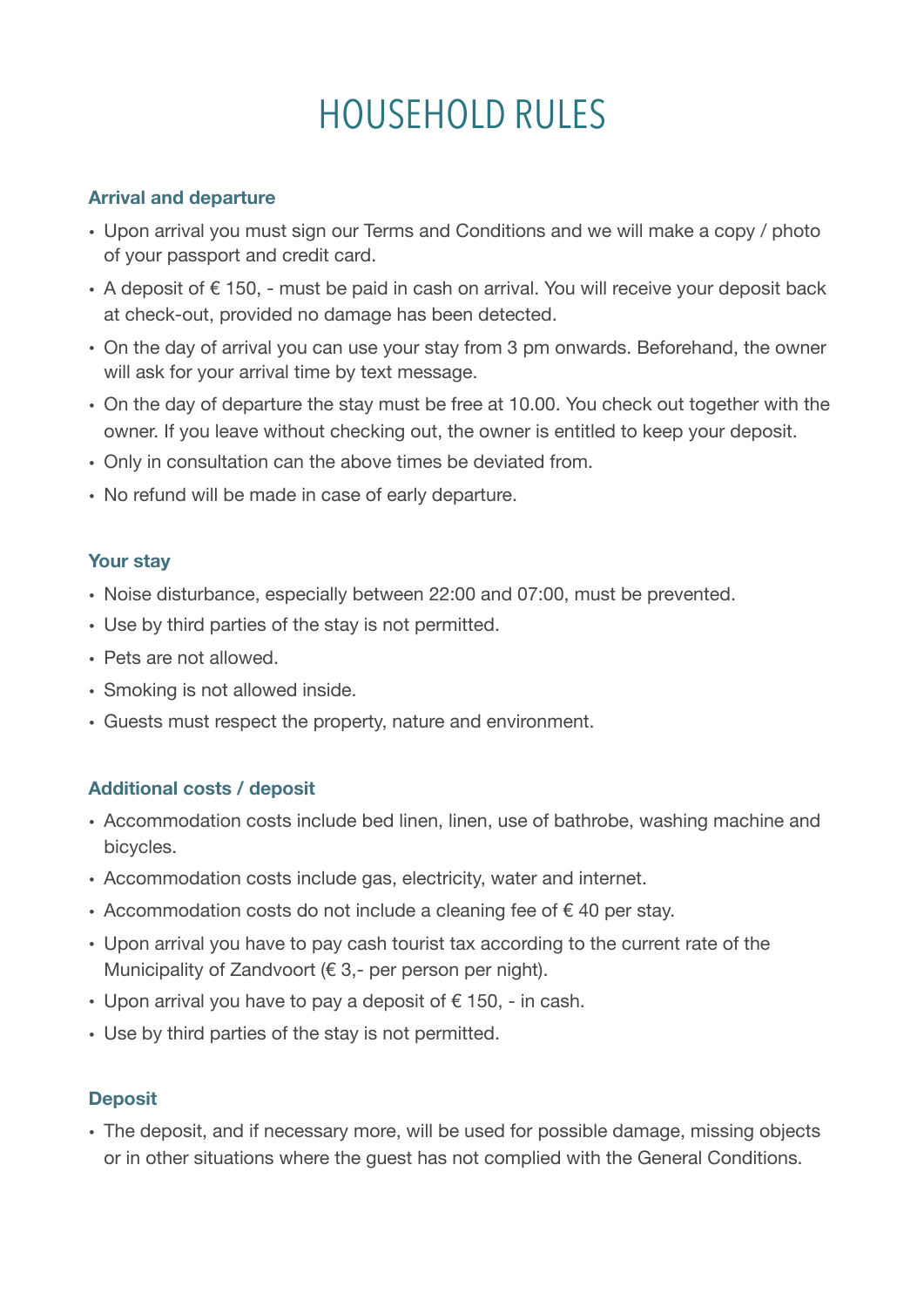# HOUSEHOLD RULES

### Arrival and departure

- Upon arrival you must sign our Terms and Conditions and we will make a copy / photo of your passport and credit card.
- A deposit of € 150, - must be paid in cash on arrival. You will receive your deposit back at check-out, provided no damage has been detected.
- On the day of arrival you can use your stay from 3 pm onwards. Beforehand, the owner will ask for your arrival time by text message.
- On the day of departure the stay must be free at 10.00. You check out together with the owner. If you leave without checking out, the owner is entitled to keep your deposit.
- Only in consultation can the above times be deviated from.
- No refund will be made in case of early departure.

### Your stay

- Noise disturbance, especially between 22:00 and 07:00, must be prevented.
- Use by third parties of the stay is not permitted.
- Pets are not allowed.
- Smoking is not allowed inside.
- Guests must respect the property, nature and environment.

### Additional costs / deposit

- Accommodation costs include bed linen, linen, use of bathrobe, washing machine and bicycles.
- Accommodation costs include gas, electricity, water and internet.
- Accommodation costs do not include a cleaning fee of € 40 per stay.
- Upon arrival you have to pay cash tourist tax according to the current rate of the Municipality of Zandvoort (€ 3,- per person per night).
- Upon arrival you have to pay a deposit of € 150, - in cash.
- Use by third parties of the stay is not permitted.

### Deposit

- The deposit, and if necessary more, will be used for possible damage, missing objects or in other situations where the guest has not complied with the General Conditions.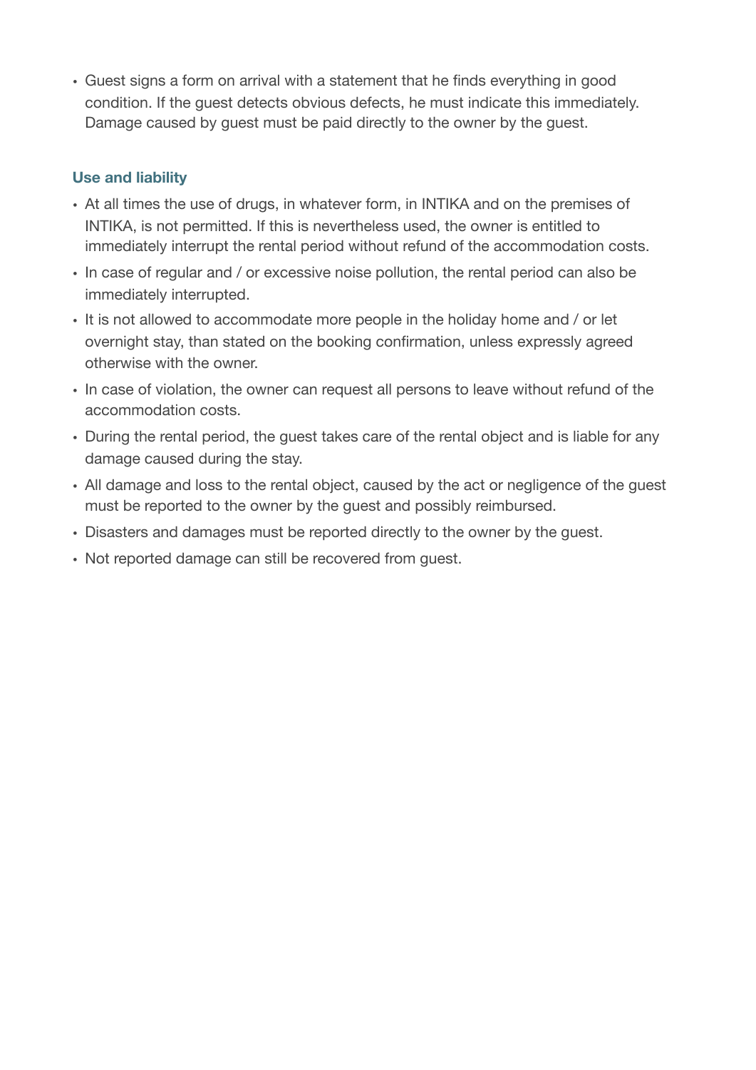- Guest signs a form on arrival with a statement that he finds everything in good condition. If the guest detects obvious defects, he must indicate this immediately. Damage caused by guest must be paid directly to the owner by the guest.

### Use and liability

- At all times the use of drugs, in whatever form, in INTIKA and on the premises of INTIKA, is not permitted. If this is nevertheless used, the owner is entitled to immediately interrupt the rental period without refund of the accommodation costs.
- In case of regular and / or excessive noise pollution, the rental period can also be immediately interrupted.
- It is not allowed to accommodate more people in the holiday home and / or let overnight stay, than stated on the booking confirmation, unless expressly agreed otherwise with the owner.
- In case of violation, the owner can request all persons to leave without refund of the accommodation costs.
- During the rental period, the guest takes care of the rental object and is liable for any damage caused during the stay.
- All damage and loss to the rental object, caused by the act or negligence of the guest must be reported to the owner by the guest and possibly reimbursed.
- Disasters and damages must be reported directly to the owner by the guest.
- Not reported damage can still be recovered from guest.